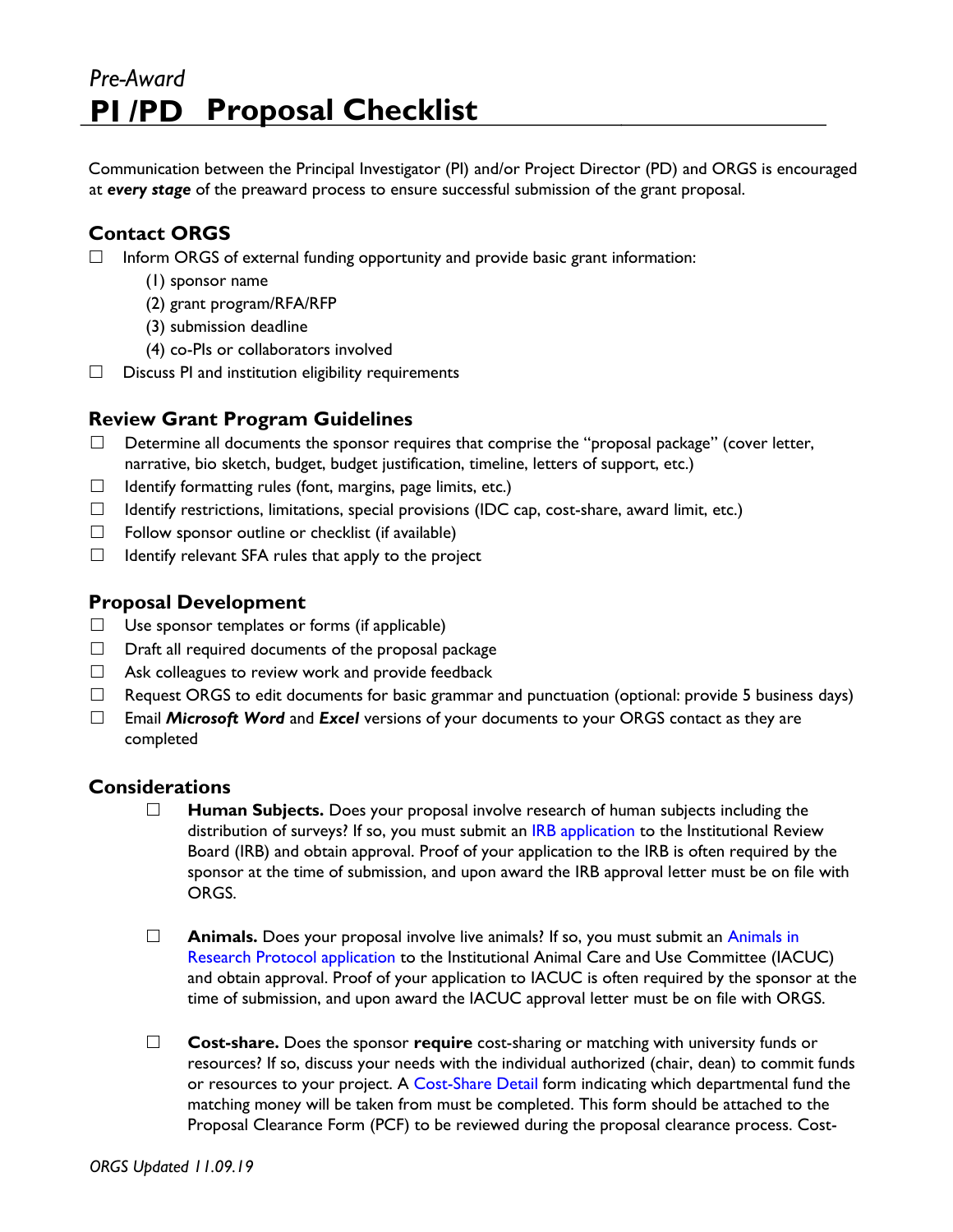*Pre-Award*

# PI /PD Proposal Checklist

Communication between the Principal Investigator (PI) and/or Project Director (PD) and ORGS is encouraged at ***every stage*** of the preaward process to ensure successful submission of the grant proposal.

## Contact ORGS

- ☐ Inform ORGS of external funding opportunity and provide basic grant information:
  - (1) sponsor name
  - (2) grant program/RFA/RFP
  - (3) submission deadline
  - (4) co-PIs or collaborators involved
- ☐ Discuss PI and institution eligibility requirements

## Review Grant Program Guidelines

- ☐ Determine all documents the sponsor requires that comprise the "proposal package" (cover letter, narrative, bio sketch, budget, budget justification, timeline, letters of support, etc.)
- ☐ Identify formatting rules (font, margins, page limits, etc.)
- ☐ Identify restrictions, limitations, special provisions (IDC cap, cost-share, award limit, etc.)
- ☐ Follow sponsor outline or checklist (if available)
- ☐ Identify relevant SFA rules that apply to the project

## Proposal Development

- ☐ Use sponsor templates or forms (if applicable)
- ☐ Draft all required documents of the proposal package
- ☐ Ask colleagues to review work and provide feedback
- ☐ Request ORGS to edit documents for basic grammar and punctuation (optional: provide 5 business days)
- ☐ Email ***Microsoft Word*** and ***Excel*** versions of your documents to your ORGS contact as they are completed

## Considerations

- ☐ **Human Subjects.** Does your proposal involve research of human subjects including the distribution of surveys? If so, you must submit an IRB application to the Institutional Review Board (IRB) and obtain approval. Proof of your application to the IRB is often required by the sponsor at the time of submission, and upon award the IRB approval letter must be on file with ORGS.

- ☐ **Animals.** Does your proposal involve live animals? If so, you must submit an Animals in Research Protocol application to the Institutional Animal Care and Use Committee (IACUC) and obtain approval. Proof of your application to IACUC is often required by the sponsor at the time of submission, and upon award the IACUC approval letter must be on file with ORGS.

- ☐ **Cost-share.** Does the sponsor **require** cost-sharing or matching with university funds or resources? If so, discuss your needs with the individual authorized (chair, dean) to commit funds or resources to your project. A Cost-Share Detail form indicating which departmental fund the matching money will be taken from must be completed. This form should be attached to the Proposal Clearance Form (PCF) to be reviewed during the proposal clearance process. Cost-

*ORGS Updated 11.09.19*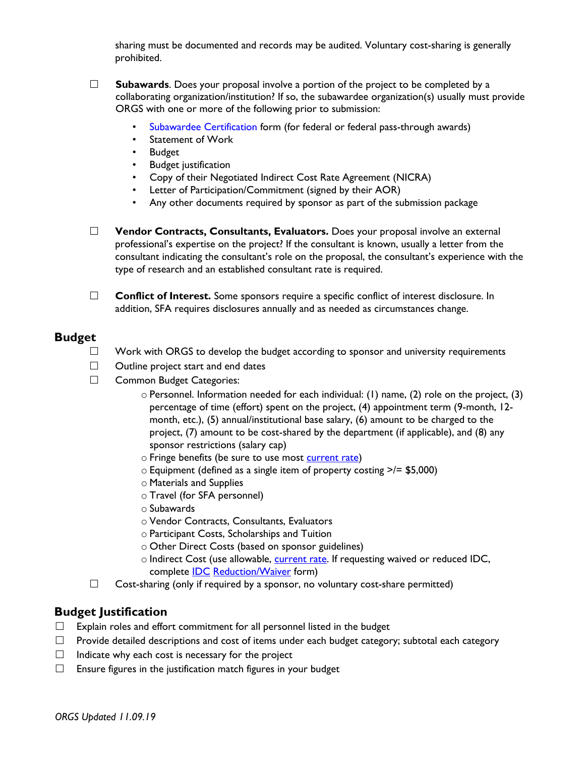sharing must be documented and records may be audited. Voluntary cost-sharing is generally prohibited.

☐ **Subawards**. Does your proposal involve a portion of the project to be completed by a collaborating organization/institution? If so, the subawardee organization(s) usually must provide ORGS with one or more of the following prior to submission:

- Subawardee Certification form (for federal or federal pass-through awards)
- Statement of Work
- Budget
- Budget justification
- Copy of their Negotiated Indirect Cost Rate Agreement (NICRA)
- Letter of Participation/Commitment (signed by their AOR)
- Any other documents required by sponsor as part of the submission package

☐ **Vendor Contracts, Consultants, Evaluators.** Does your proposal involve an external professional's expertise on the project? If the consultant is known, usually a letter from the consultant indicating the consultant's role on the proposal, the consultant's experience with the type of research and an established consultant rate is required.

☐ **Conflict of Interest.** Some sponsors require a specific conflict of interest disclosure. In addition, SFA requires disclosures annually and as needed as circumstances change.

## Budget

☐ Work with ORGS to develop the budget according to sponsor and university requirements

☐ Outline project start and end dates

☐ Common Budget Categories:

- Personnel. Information needed for each individual: (1) name, (2) role on the project, (3) percentage of time (effort) spent on the project, (4) appointment term (9-month, 12-month, etc.), (5) annual/institutional base salary, (6) amount to be charged to the project, (7) amount to be cost-shared by the department (if applicable), and (8) any sponsor restrictions (salary cap)
- Fringe benefits (be sure to use most current rate)
- Equipment (defined as a single item of property costing >/= $5,000)
- Materials and Supplies
- Travel (for SFA personnel)
- Subawards
- Vendor Contracts, Consultants, Evaluators
- Participant Costs, Scholarships and Tuition
- Other Direct Costs (based on sponsor guidelines)
- Indirect Cost (use allowable, current rate. If requesting waived or reduced IDC, complete IDC Reduction/Waiver form)

☐ Cost-sharing (only if required by a sponsor, no voluntary cost-share permitted)

## Budget Justification

☐ Explain roles and effort commitment for all personnel listed in the budget

☐ Provide detailed descriptions and cost of items under each budget category; subtotal each category

☐ Indicate why each cost is necessary for the project

☐ Ensure figures in the justification match figures in your budget

*ORGS Updated 11.09.19*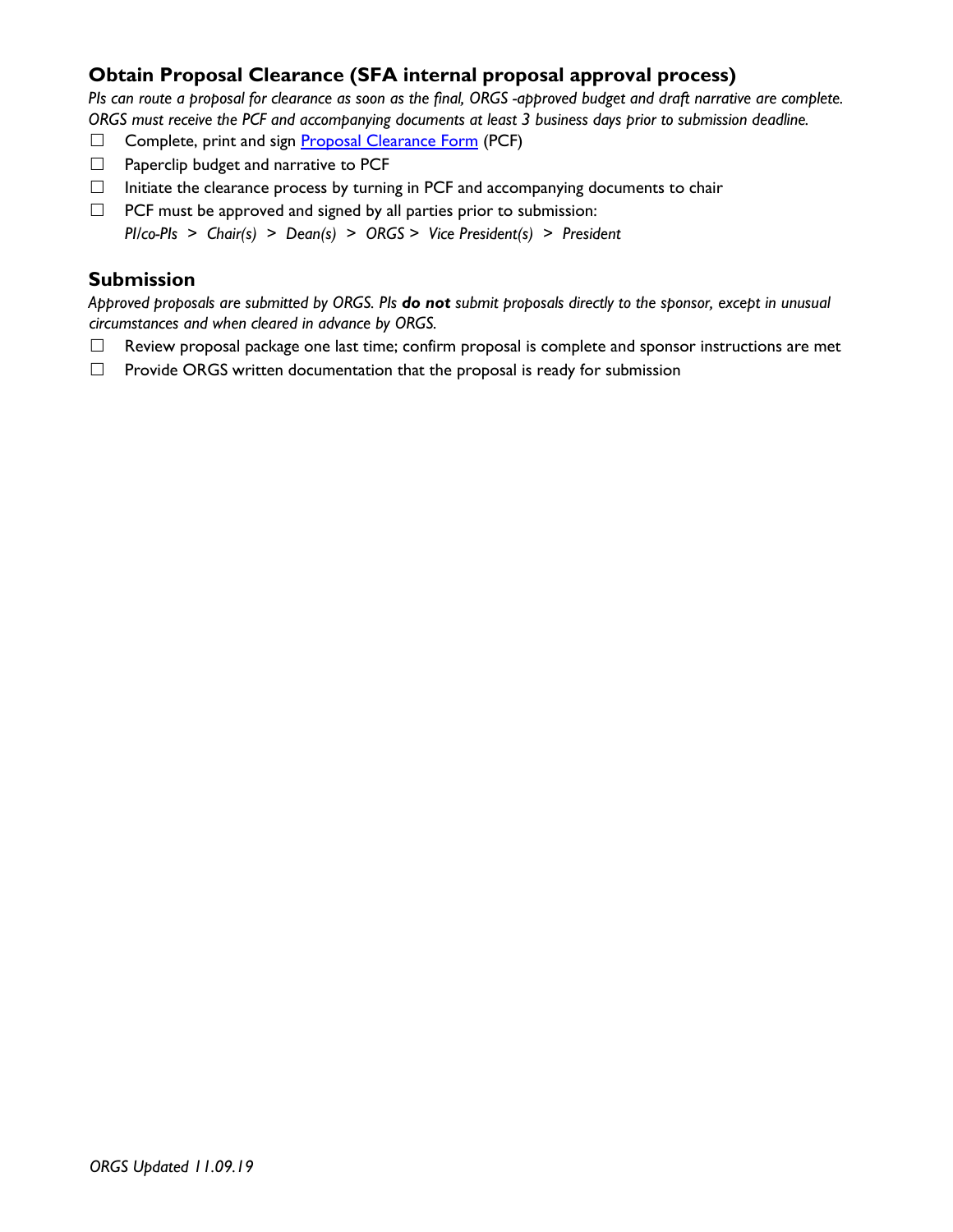### Obtain Proposal Clearance (SFA internal proposal approval process)

*PIs can route a proposal for clearance as soon as the final, ORGS -approved budget and draft narrative are complete. ORGS must receive the PCF and accompanying documents at least 3 business days prior to submission deadline.*

- ☐ Complete, print and sign [Proposal Clearance Form]() (PCF)
- ☐ Paperclip budget and narrative to PCF
- ☐ Initiate the clearance process by turning in PCF and accompanying documents to chair
- ☐ PCF must be approved and signed by all parties prior to submission:
  *PI/co-PIs > Chair(s) > Dean(s) > ORGS > Vice President(s) > President*

### Submission

*Approved proposals are submitted by ORGS. PIs* ***do not*** *submit proposals directly to the sponsor, except in unusual circumstances and when cleared in advance by ORGS.*

- ☐ Review proposal package one last time; confirm proposal is complete and sponsor instructions are met
- ☐ Provide ORGS written documentation that the proposal is ready for submission

*ORGS Updated 11.09.19*